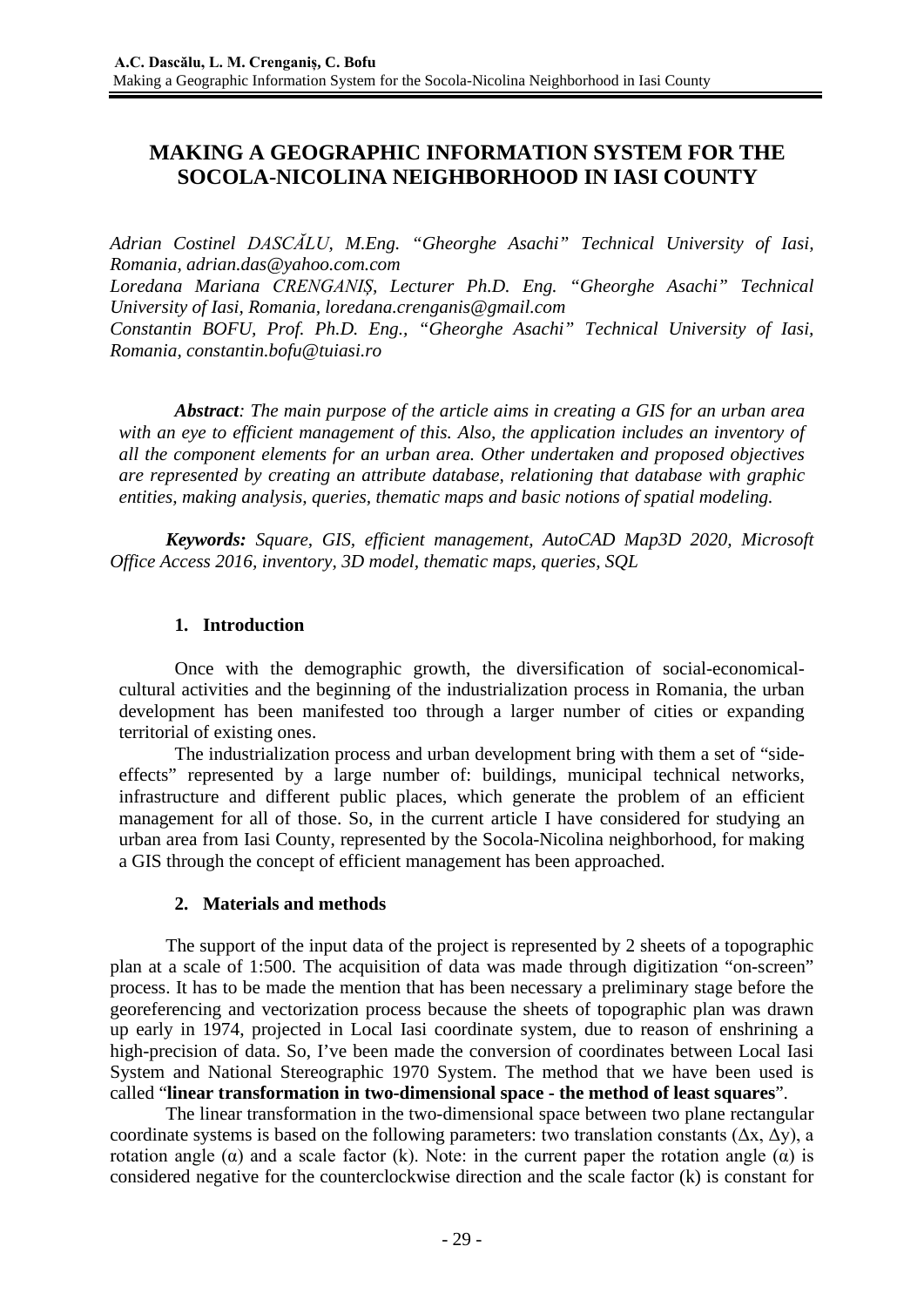# MAKING A GEOGRAPHIC INFORMATION SYSTEM FOR THE SOCOLA-NICOLINA NEIGHBORHOOD IN IASI COUNTY

*Adrian Costinel DASCĂLU, M.Eng. "Gheorghe Asachi" Technical University of Iasi, Romania, adrian.das@yahoo.com.com*
*Loredana Mariana CRENGANIȘ, Lecturer Ph.D. Eng. "Gheorghe Asachi" Technical University of Iasi, Romania, loredana.crenganis@gmail.com*
*Constantin BOFU, Prof. Ph.D. Eng., "Gheorghe Asachi" Technical University of Iasi, Romania, constantin.bofu@tuiasi.ro*

***Abstract****: The main purpose of the article aims in creating a GIS for an urban area with an eye to efficient management of this. Also, the application includes an inventory of all the component elements for an urban area. Other undertaken and proposed objectives are represented by creating an attribute database, relationing that database with graphic entities, making analysis, queries, thematic maps and basic notions of spatial modeling.*

***Keywords:*** *Square, GIS, efficient management, AutoCAD Map3D 2020, Microsoft Office Access 2016, inventory, 3D model, thematic maps, queries, SQL*

## 1. Introduction

Once with the demographic growth, the diversification of social-economical-cultural activities and the beginning of the industrialization process in Romania, the urban development has been manifested too through a larger number of cities or expanding territorial of existing ones.

The industrialization process and urban development bring with them a set of "side-effects" represented by a large number of: buildings, municipal technical networks, infrastructure and different public places, which generate the problem of an efficient management for all of those. So, in the current article I have considered for studying an urban area from Iasi County, represented by the Socola-Nicolina neighborhood, for making a GIS through the concept of efficient management has been approached.

## 2. Materials and methods

The support of the input data of the project is represented by 2 sheets of a topographic plan at a scale of 1:500. The acquisition of data was made through digitization "on-screen" process. It has to be made the mention that has been necessary a preliminary stage before the georeferencing and vectorization process because the sheets of topographic plan was drawn up early in 1974, projected in Local Iasi coordinate system, due to reason of enshrining a high-precision of data. So, I've been made the conversion of coordinates between Local Iasi System and National Stereographic 1970 System. The method that we have been used is called "**linear transformation in two-dimensional space - the method of least squares**".

The linear transformation in the two-dimensional space between two plane rectangular coordinate systems is based on the following parameters: two translation constants ($\Delta x$, $\Delta y$), a rotation angle ($\alpha$) and a scale factor (k). Note: in the current paper the rotation angle ($\alpha$) is considered negative for the counterclockwise direction and the scale factor (k) is constant for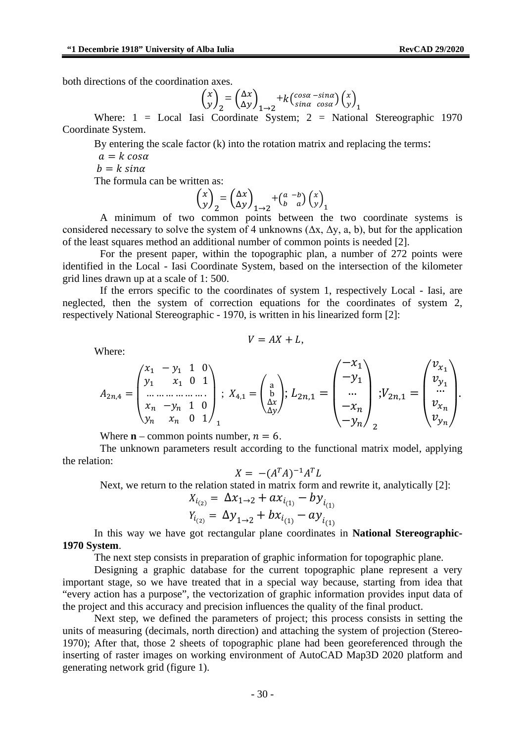both directions of the coordination axes.

$$\begin{pmatrix} x \\ y \end{pmatrix}_2 = \begin{pmatrix} \Delta x \\ \Delta y \end{pmatrix}_{1\to 2} + k\begin{pmatrix} cos\alpha & -sin\alpha \\ sin\alpha & cos\alpha \end{pmatrix}\begin{pmatrix} x \\ y \end{pmatrix}_1$$

Where: 1 = Local Iasi Coordinate System; 2 = National Stereographic 1970 Coordinate System.

By entering the scale factor (k) into the rotation matrix and replacing the terms:

$a = k\ cos\alpha$

$b = k\ sin\alpha$

The formula can be written as:

$$\begin{pmatrix} x \\ y \end{pmatrix}_2 = \begin{pmatrix} \Delta x \\ \Delta y \end{pmatrix}_{1\to 2} + \begin{pmatrix} a & -b \\ b & a \end{pmatrix}\begin{pmatrix} x \\ y \end{pmatrix}_1$$

A minimum of two common points between the two coordinate systems is considered necessary to solve the system of 4 unknowns ($\Delta$x, $\Delta$y, a, b), but for the application of the least squares method an additional number of common points is needed [2].

For the present paper, within the topographic plan, a number of 272 points were identified in the Local - Iasi Coordinate System, based on the intersection of the kilometer grid lines drawn up at a scale of 1: 500.

If the errors specific to the coordinates of system 1, respectively Local - Iasi, are neglected, then the system of correction equations for the coordinates of system 2, respectively National Stereographic - 1970, is written in his linearized form [2]:

$$V = AX + L,$$

Where:

$$A_{2n,4} = \begin{pmatrix} x_1 & -y_1 & 1 & 0 \\ y_1 & x_1 & 0 & 1 \\ \ldots & \ldots & \ldots & \ldots \\ x_n & -y_n & 1 & 0 \\ y_n & x_n & 0 & 1 \end{pmatrix}_1;\ X_{4,1} = \begin{pmatrix} a \\ b \\ \Delta x \\ \Delta y \end{pmatrix};\ L_{2n,1} = \begin{pmatrix} -x_1 \\ -y_1 \\ \ldots \\ -x_n \\ -y_n \end{pmatrix}_2;\ V_{2n,1} = \begin{pmatrix} v_{x_1} \\ v_{y_1} \\ \ldots \\ v_{x_n} \\ v_{y_n} \end{pmatrix}.$$

Where **n** – common points number, $n = 6$.

The unknown parameters result according to the functional matrix model, applying the relation:

$$X = -(A^T A)^{-1} A^T L$$

Next, we return to the relation stated in matrix form and rewrite it, analytically [2]:

$$X_{i_{(2)}} = \Delta x_{1\to 2} + a x_{i_{(1)}} - b y_{i_{(1)}}$$
$$Y_{i_{(2)}} = \Delta y_{1\to 2} + b x_{i_{(1)}} - a y_{i_{(1)}}$$

In this way we have got rectangular plane coordinates in **National Stereographic-1970 System**.

The next step consists in preparation of graphic information for topographic plane.

Designing a graphic database for the current topographic plane represent a very important stage, so we have treated that in a special way because, starting from idea that "every action has a purpose", the vectorization of graphic information provides input data of the project and this accuracy and precision influences the quality of the final product.

Next step, we defined the parameters of project; this process consists in setting the units of measuring (decimals, north direction) and attaching the system of projection (Stereo-1970); After that, those 2 sheets of topographic plane had been georeferenced through the inserting of raster images on working environment of AutoCAD Map3D 2020 platform and generating network grid (figure 1).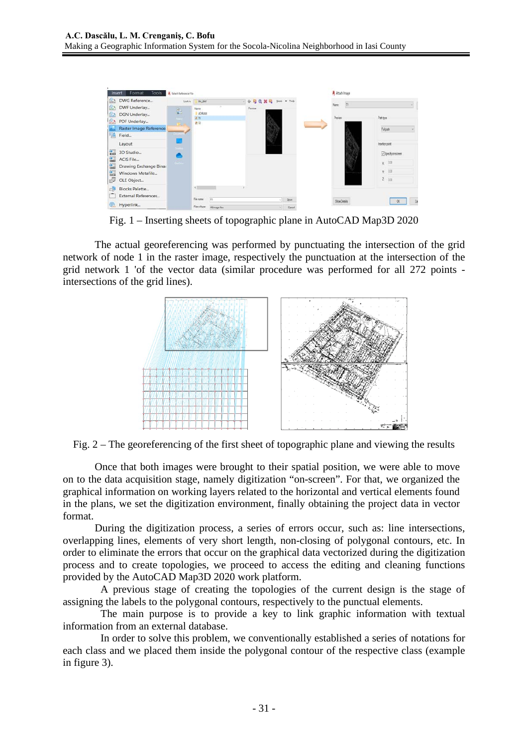Fig. 1 – Inserting sheets of topographic plane in AutoCAD Map3D 2020

The actual georeferencing was performed by punctuating the intersection of the grid network of node 1 in the raster image, respectively the punctuation at the intersection of the grid network 1 'of the vector data (similar procedure was performed for all 272 points - intersections of the grid lines).

Fig. 2 – The georeferencing of the first sheet of topographic plane and viewing the results

Once that both images were brought to their spatial position, we were able to move on to the data acquisition stage, namely digitization “on-screen”. For that, we organized the graphical information on working layers related to the horizontal and vertical elements found in the plans, we set the digitization environment, finally obtaining the project data in vector format.

During the digitization process, a series of errors occur, such as: line intersections, overlapping lines, elements of very short length, non-closing of polygonal contours, etc. In order to eliminate the errors that occur on the graphical data vectorized during the digitization process and to create topologies, we proceed to access the editing and cleaning functions provided by the AutoCAD Map3D 2020 work platform.

A previous stage of creating the topologies of the current design is the stage of assigning the labels to the polygonal contours, respectively to the punctual elements.

The main purpose is to provide a key to link graphic information with textual information from an external database.

In order to solve this problem, we conventionally established a series of notations for each class and we placed them inside the polygonal contour of the respective class (example in figure 3).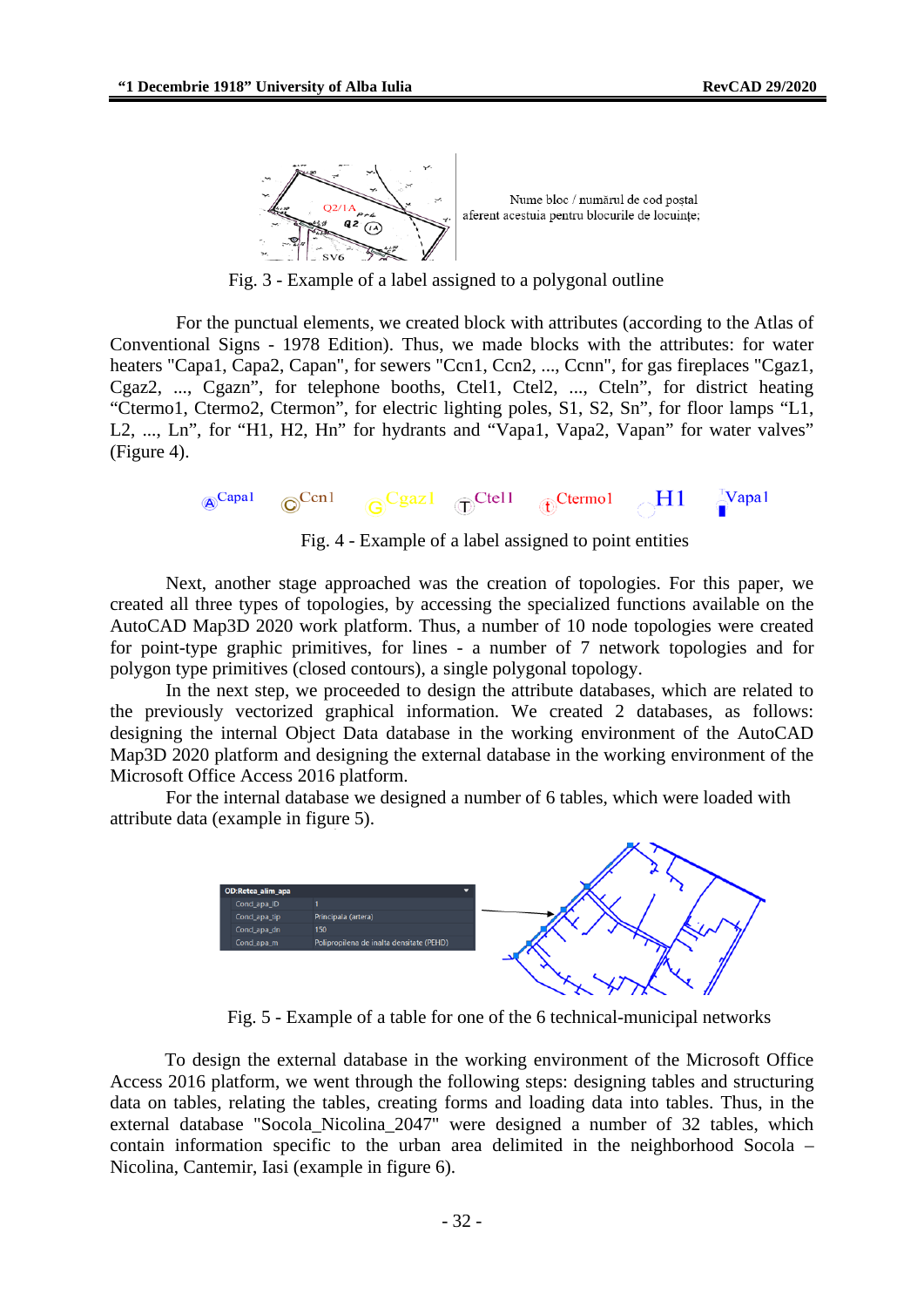Fig. 3 - Example of a label assigned to a polygonal outline

For the punctual elements, we created block with attributes (according to the Atlas of Conventional Signs - 1978 Edition). Thus, we made blocks with the attributes: for water heaters "Capa1, Capa2, Capan", for sewers "Ccn1, Ccn2, ..., Ccnn", for gas fireplaces "Cgaz1, Cgaz2, ..., Cgazn", for telephone booths, Ctel1, Ctel2, ..., Cteln", for district heating "Ctermo1, Ctermo2, Ctermon", for electric lighting poles, S1, S2, Sn", for floor lamps "L1, L2, ..., Ln", for "H1, H2, Hn" for hydrants and "Vapa1, Vapa2, Vapan" for water valves" (Figure 4).

Fig. 4 - Example of a label assigned to point entities

Next, another stage approached was the creation of topologies. For this paper, we created all three types of topologies, by accessing the specialized functions available on the AutoCAD Map3D 2020 work platform. Thus, a number of 10 node topologies were created for point-type graphic primitives, for lines - a number of 7 network topologies and for polygon type primitives (closed contours), a single polygonal topology.

In the next step, we proceeded to design the attribute databases, which are related to the previously vectorized graphical information. We created 2 databases, as follows: designing the internal Object Data database in the working environment of the AutoCAD Map3D 2020 platform and designing the external database in the working environment of the Microsoft Office Access 2016 platform.

For the internal database we designed a number of 6 tables, which were loaded with attribute data (example in figure 5).

Fig. 5 - Example of a table for one of the 6 technical-municipal networks

To design the external database in the working environment of the Microsoft Office Access 2016 platform, we went through the following steps: designing tables and structuring data on tables, relating the tables, creating forms and loading data into tables. Thus, in the external database "Socola_Nicolina_2047" were designed a number of 32 tables, which contain information specific to the urban area delimited in the neighborhood Socola – Nicolina, Cantemir, Iasi (example in figure 6).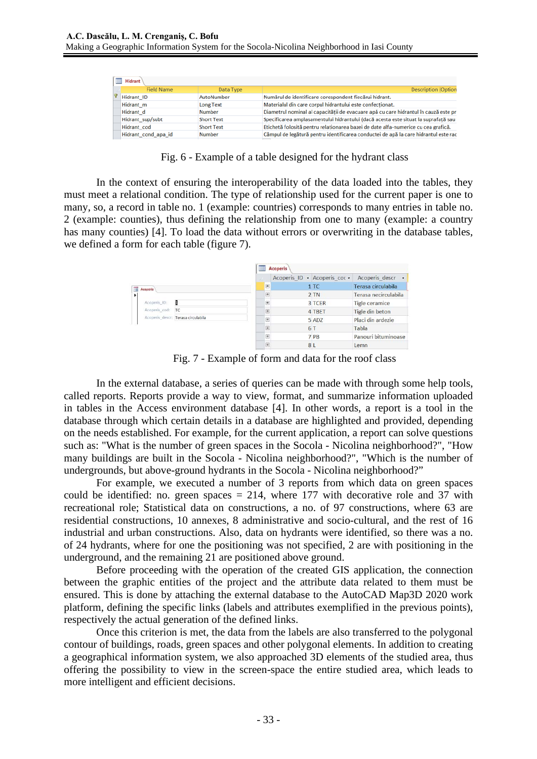| Field Name | Data Type | Description (Option |
|---|---|---|
| Hidrant_ID | AutoNumber | Numărul de identificare corespondent fiecărui hidrant. |
| Hidrant_m | Long Text | Materialul din care corpul hidrantului este confecționat. |
| Hidrant_d | Number | Diametrul nominal al capacității de evacuare apă cu care hidrantul în cauză este pr |
| Hidrant_sup/subt | Short Text | Specificarea amplasamentului hidrantului (dacă acesta este situat la suprafață sau |
| Hidrant_cod | Short Text | Etichetă folosită pentru relaționarea bazei de date alfa-numerice cu cea grafică. |
| Hidrant_cond_apa_id | Number | Câmpul de legătură pentru identificarea conductei de apă la care hidrantul este rac |

Fig. 6 - Example of a table designed for the hydrant class

In the context of ensuring the interoperability of the data loaded into the tables, they must meet a relational condition. The type of relationship used for the current paper is one to many, so, a record in table no. 1 (example: countries) corresponds to many entries in table no. 2 (example: counties), thus defining the relationship from one to many (example: a country has many counties) [4]. To load the data without errors or overwriting in the database tables, we defined a form for each table (figure 7).

| Acoperis_ID | Acoperis_cod | Acoperis_descr |
|---|---|---|
| 1 | TC | Terasa circulabila |
| 2 | TN | Terasa necirculabila |
| 3 | TCER | Tigle ceramice |
| 4 | TBET | Tigle din beton |
| 5 | ADZ | Placi din ardezie |
| 6 | T | Tabla |
| 7 | PB | Panouri bituminoase |
| 8 | L | Lemn |

Fig. 7 - Example of form and data for the roof class

In the external database, a series of queries can be made with through some help tools, called reports. Reports provide a way to view, format, and summarize information uploaded in tables in the Access environment database [4]. In other words, a report is a tool in the database through which certain details in a database are highlighted and provided, depending on the needs established. For example, for the current application, a report can solve questions such as: "What is the number of green spaces in the Socola - Nicolina neighborhood?", "How many buildings are built in the Socola - Nicolina neighborhood?", "Which is the number of undergrounds, but above-ground hydrants in the Socola - Nicolina neighborhood?"

For example, we executed a number of 3 reports from which data on green spaces could be identified: no. green spaces = 214, where 177 with decorative role and 37 with recreational role; Statistical data on constructions, a no. of 97 constructions, where 63 are residential constructions, 10 annexes, 8 administrative and socio-cultural, and the rest of 16 industrial and urban constructions. Also, data on hydrants were identified, so there was a no. of 24 hydrants, where for one the positioning was not specified, 2 are with positioning in the underground, and the remaining 21 are positioned above ground.

Before proceeding with the operation of the created GIS application, the connection between the graphic entities of the project and the attribute data related to them must be ensured. This is done by attaching the external database to the AutoCAD Map3D 2020 work platform, defining the specific links (labels and attributes exemplified in the previous points), respectively the actual generation of the defined links.

Once this criterion is met, the data from the labels are also transferred to the polygonal contour of buildings, roads, green spaces and other polygonal elements. In addition to creating a geographical information system, we also approached 3D elements of the studied area, thus offering the possibility to view in the screen-space the entire studied area, which leads to more intelligent and efficient decisions.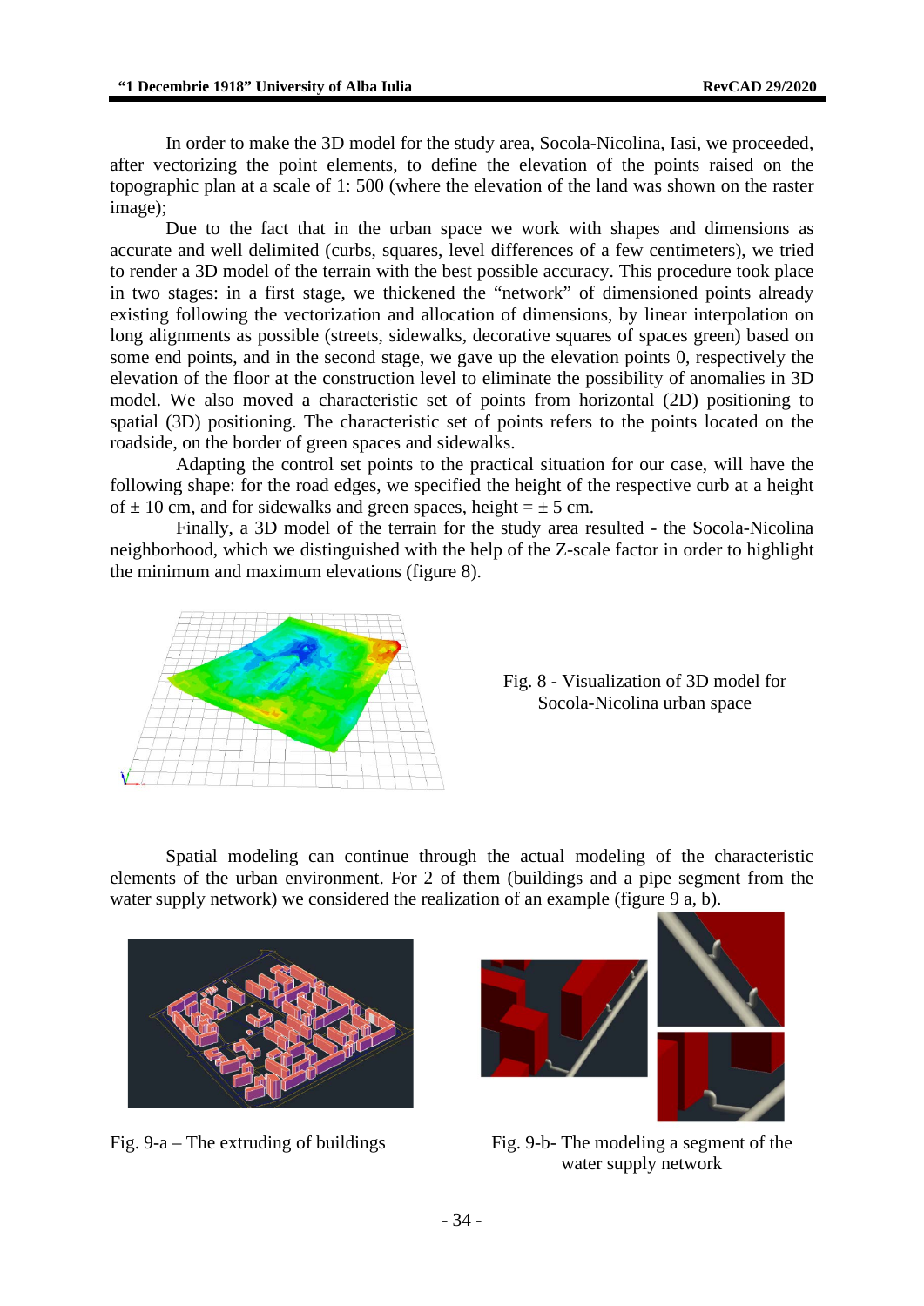In order to make the 3D model for the study area, Socola-Nicolina, Iasi, we proceeded, after vectorizing the point elements, to define the elevation of the points raised on the topographic plan at a scale of 1: 500 (where the elevation of the land was shown on the raster image);

Due to the fact that in the urban space we work with shapes and dimensions as accurate and well delimited (curbs, squares, level differences of a few centimeters), we tried to render a 3D model of the terrain with the best possible accuracy. This procedure took place in two stages: in a first stage, we thickened the "network" of dimensioned points already existing following the vectorization and allocation of dimensions, by linear interpolation on long alignments as possible (streets, sidewalks, decorative squares of spaces green) based on some end points, and in the second stage, we gave up the elevation points 0, respectively the elevation of the floor at the construction level to eliminate the possibility of anomalies in 3D model. We also moved a characteristic set of points from horizontal (2D) positioning to spatial (3D) positioning. The characteristic set of points refers to the points located on the roadside, on the border of green spaces and sidewalks.

Adapting the control set points to the practical situation for our case, will have the following shape: for the road edges, we specified the height of the respective curb at a height of ± 10 cm, and for sidewalks and green spaces, height = ± 5 cm.

Finally, a 3D model of the terrain for the study area resulted - the Socola-Nicolina neighborhood, which we distinguished with the help of the Z-scale factor in order to highlight the minimum and maximum elevations (figure 8).

Fig. 8 - Visualization of 3D model for Socola-Nicolina urban space

Spatial modeling can continue through the actual modeling of the characteristic elements of the urban environment. For 2 of them (buildings and a pipe segment from the water supply network) we considered the realization of an example (figure 9 a, b).

Fig. 9-a – The extruding of buildings

Fig. 9-b- The modeling a segment of the water supply network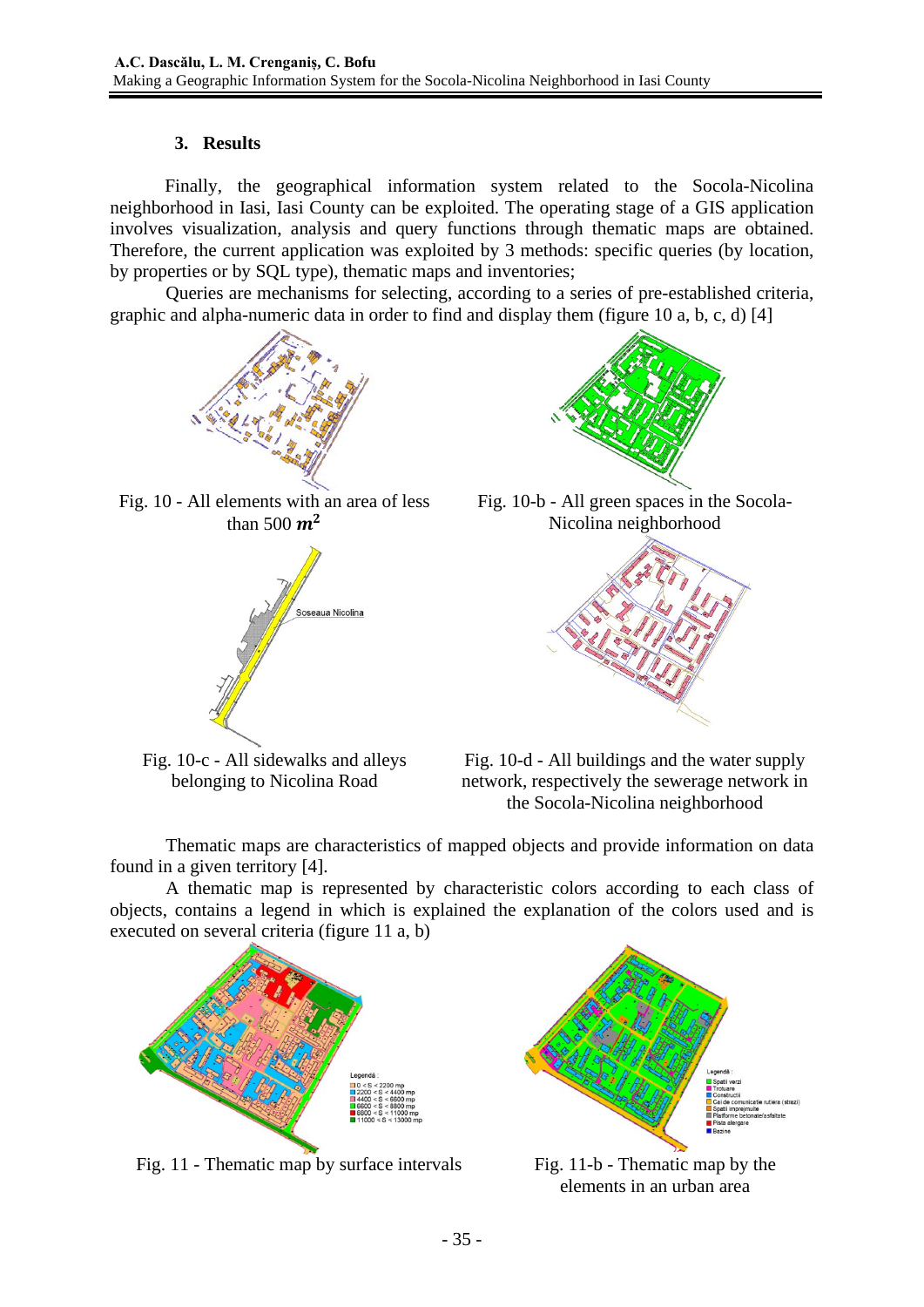## 3. Results

Finally, the geographical information system related to the Socola-Nicolina neighborhood in Iasi, Iasi County can be exploited. The operating stage of a GIS application involves visualization, analysis and query functions through thematic maps are obtained. Therefore, the current application was exploited by 3 methods: specific queries (by location, by properties or by SQL type), thematic maps and inventories;

Queries are mechanisms for selecting, according to a series of pre-established criteria, graphic and alpha-numeric data in order to find and display them (figure 10 a, b, c, d) [4]

Fig. 10 - All elements with an area of less than 500 $m^2$

Fig. 10-b - All green spaces in the Socola-Nicolina neighborhood

Fig. 10-c - All sidewalks and alleys belonging to Nicolina Road

Fig. 10-d - All buildings and the water supply network, respectively the sewerage network in the Socola-Nicolina neighborhood

Thematic maps are characteristics of mapped objects and provide information on data found in a given territory [4].

A thematic map is represented by characteristic colors according to each class of objects, contains a legend in which is explained the explanation of the colors used and is executed on several criteria (figure 11 a, b)

Fig. 11 - Thematic map by surface intervals

Fig. 11-b - Thematic map by the elements in an urban area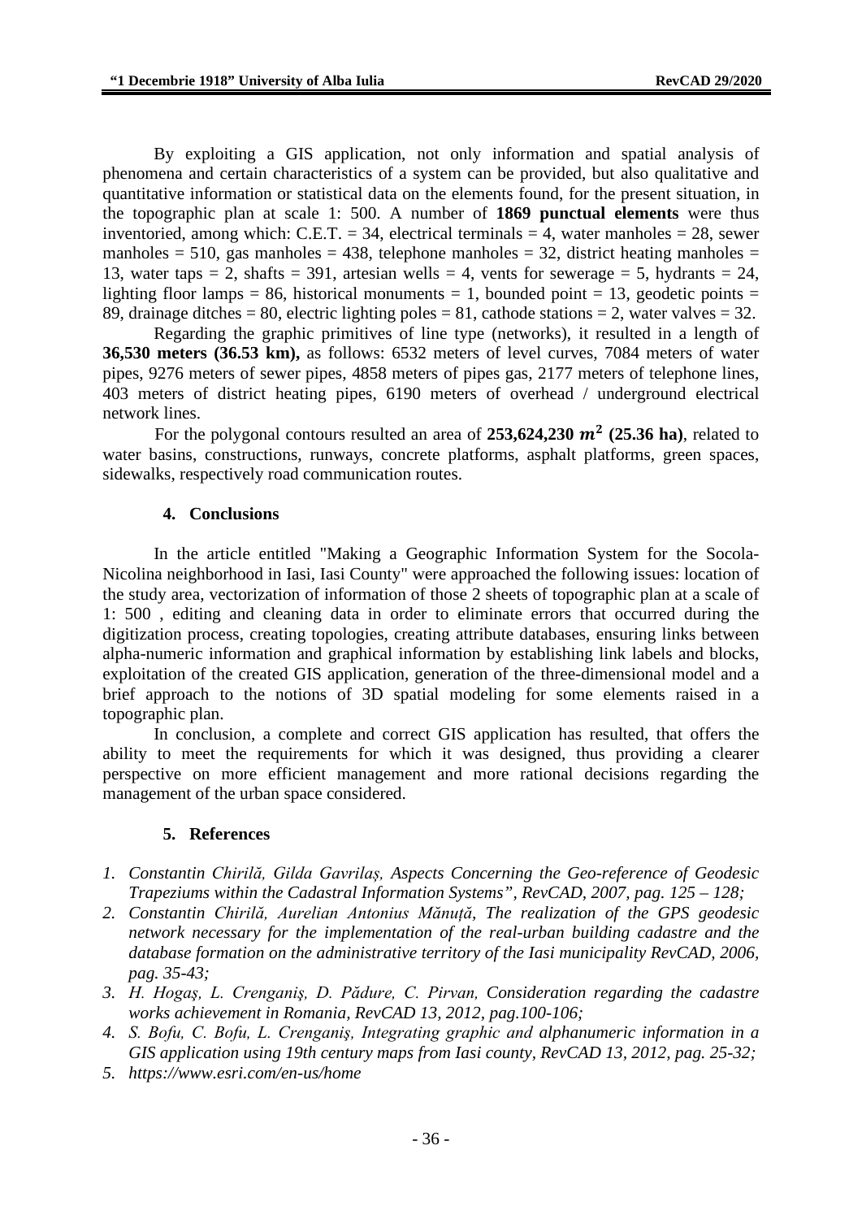By exploiting a GIS application, not only information and spatial analysis of phenomena and certain characteristics of a system can be provided, but also qualitative and quantitative information or statistical data on the elements found, for the present situation, in the topographic plan at scale 1: 500. A number of **1869 punctual elements** were thus inventoried, among which: C.E.T. = 34, electrical terminals = 4, water manholes = 28, sewer manholes = 510, gas manholes = 438, telephone manholes = 32, district heating manholes = 13, water taps = 2, shafts = 391, artesian wells = 4, vents for sewerage = 5, hydrants = 24, lighting floor lamps = 86, historical monuments = 1, bounded point = 13, geodetic points = 89, drainage ditches = 80, electric lighting poles = 81, cathode stations = 2, water valves = 32.

Regarding the graphic primitives of line type (networks), it resulted in a length of **36,530 meters (36.53 km),** as follows: 6532 meters of level curves, 7084 meters of water pipes, 9276 meters of sewer pipes, 4858 meters of pipes gas, 2177 meters of telephone lines, 403 meters of district heating pipes, 6190 meters of overhead / underground electrical network lines.

For the polygonal contours resulted an area of **253,624,230 $m^2$ (25.36 ha)**, related to water basins, constructions, runways, concrete platforms, asphalt platforms, green spaces, sidewalks, respectively road communication routes.

## 4. Conclusions

In the article entitled "Making a Geographic Information System for the Socola-Nicolina neighborhood in Iasi, Iasi County" were approached the following issues: location of the study area, vectorization of information of those 2 sheets of topographic plan at a scale of 1: 500 , editing and cleaning data in order to eliminate errors that occurred during the digitization process, creating topologies, creating attribute databases, ensuring links between alpha-numeric information and graphical information by establishing link labels and blocks, exploitation of the created GIS application, generation of the three-dimensional model and a brief approach to the notions of 3D spatial modeling for some elements raised in a topographic plan.

In conclusion, a complete and correct GIS application has resulted, that offers the ability to meet the requirements for which it was designed, thus providing a clearer perspective on more efficient management and more rational decisions regarding the management of the urban space considered.

## 5. References

1. *Constantin Chirilă, Gilda Gavrilaș, Aspects Concerning the Geo-reference of Geodesic Trapeziums within the Cadastral Information Systems", RevCAD, 2007, pag. 125 – 128;*
2. *Constantin Chirilă, Aurelian Antonius Mănuță, The realization of the GPS geodesic network necessary for the implementation of the real-urban building cadastre and the database formation on the administrative territory of the Iasi municipality RevCAD, 2006, pag. 35-43;*
3. *H. Hogaș, L. Crenganiș, D. Pădure, C. Pirvan, Consideration regarding the cadastre works achievement in Romania, RevCAD 13, 2012, pag.100-106;*
4. *S. Bofu, C. Bofu, L. Crenganiș, Integrating graphic and alphanumeric information in a GIS application using 19th century maps from Iasi county, RevCAD 13, 2012, pag. 25-32;*
5. *https://www.esri.com/en-us/home*